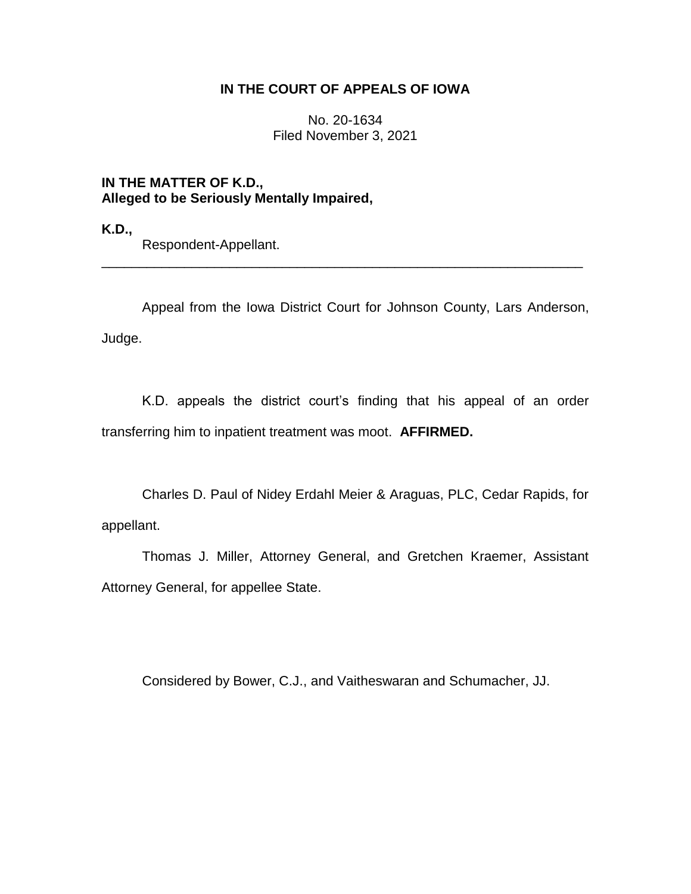# IN THE COURT OF APPEALS OF IOWA

No. 20-1634
Filed November 3, 2021

**IN THE MATTER OF K.D.,**
**Alleged to be Seriously Mentally Impaired,**

**K.D.,**
Respondent-Appellant.

---

Appeal from the Iowa District Court for Johnson County, Lars Anderson, Judge.

K.D. appeals the district court's finding that his appeal of an order transferring him to inpatient treatment was moot. **AFFIRMED.**

Charles D. Paul of Nidey Erdahl Meier & Araguas, PLC, Cedar Rapids, for appellant.

Thomas J. Miller, Attorney General, and Gretchen Kraemer, Assistant Attorney General, for appellee State.

Considered by Bower, C.J., and Vaitheswaran and Schumacher, JJ.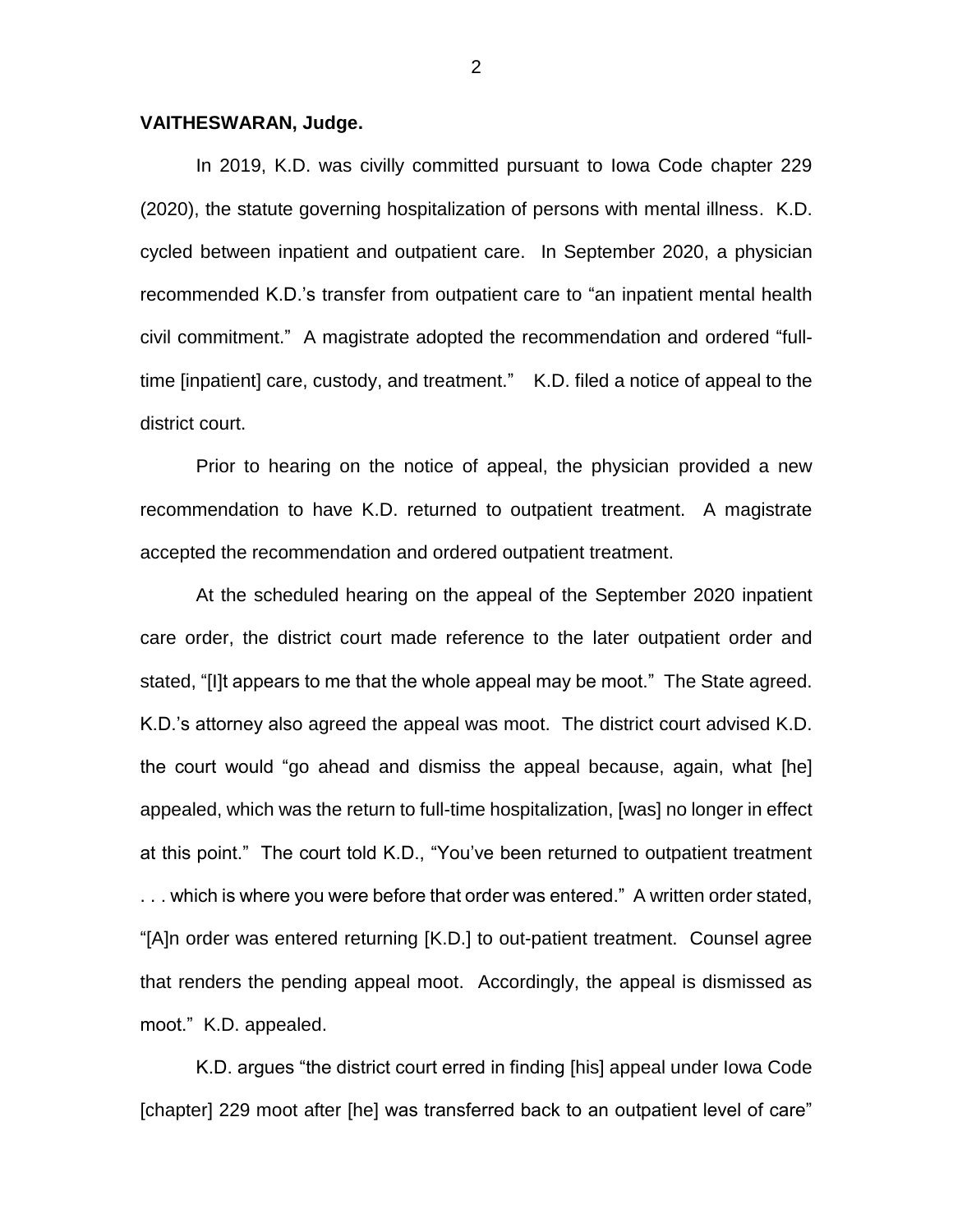**VAITHESWARAN, Judge.**

In 2019, K.D. was civilly committed pursuant to Iowa Code chapter 229 (2020), the statute governing hospitalization of persons with mental illness. K.D. cycled between inpatient and outpatient care. In September 2020, a physician recommended K.D.'s transfer from outpatient care to "an inpatient mental health civil commitment." A magistrate adopted the recommendation and ordered "full-time [inpatient] care, custody, and treatment." K.D. filed a notice of appeal to the district court.

Prior to hearing on the notice of appeal, the physician provided a new recommendation to have K.D. returned to outpatient treatment. A magistrate accepted the recommendation and ordered outpatient treatment.

At the scheduled hearing on the appeal of the September 2020 inpatient care order, the district court made reference to the later outpatient order and stated, "[I]t appears to me that the whole appeal may be moot." The State agreed. K.D.'s attorney also agreed the appeal was moot. The district court advised K.D. the court would "go ahead and dismiss the appeal because, again, what [he] appealed, which was the return to full-time hospitalization, [was] no longer in effect at this point." The court told K.D., "You've been returned to outpatient treatment . . . which is where you were before that order was entered." A written order stated, "[A]n order was entered returning [K.D.] to out-patient treatment. Counsel agree that renders the pending appeal moot. Accordingly, the appeal is dismissed as moot." K.D. appealed.

K.D. argues "the district court erred in finding [his] appeal under Iowa Code [chapter] 229 moot after [he] was transferred back to an outpatient level of care"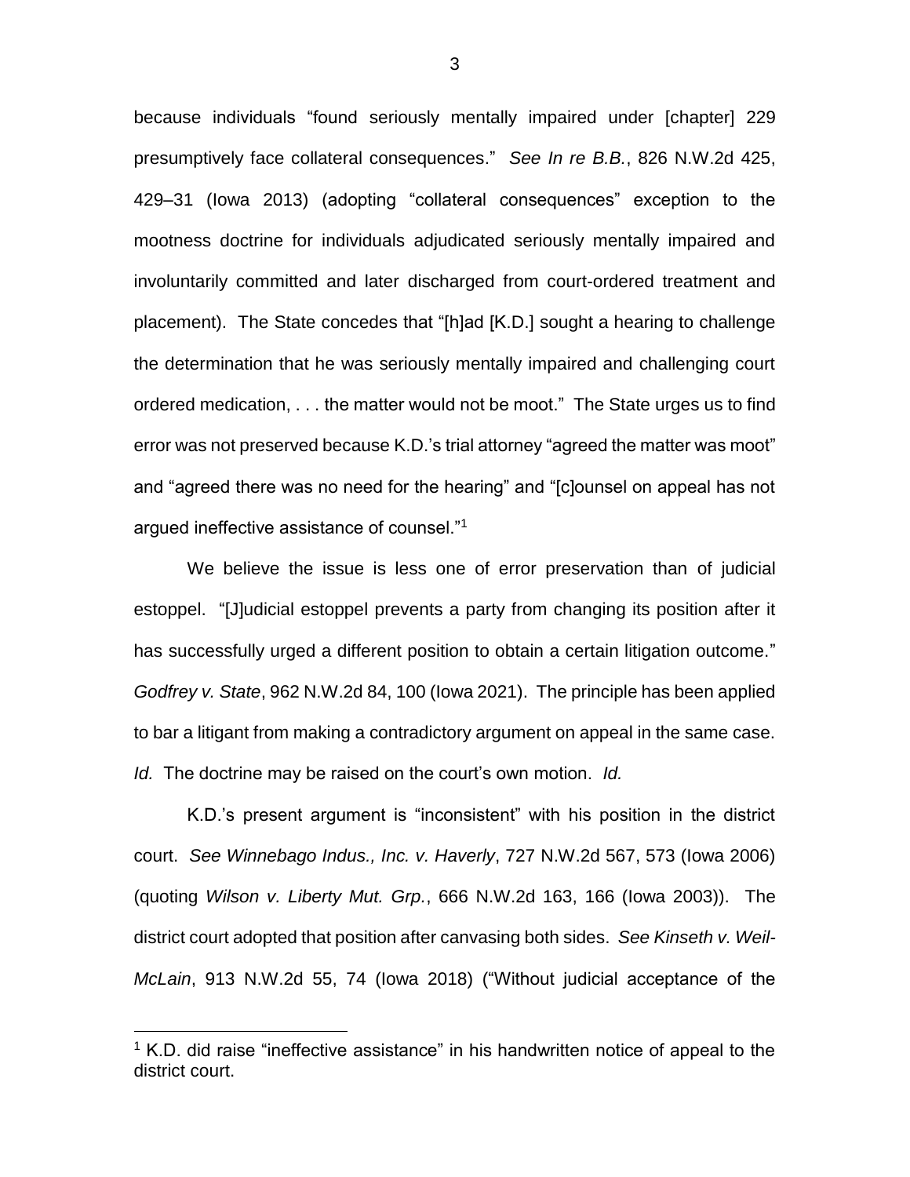because individuals "found seriously mentally impaired under [chapter] 229 presumptively face collateral consequences." *See In re B.B.*, 826 N.W.2d 425, 429–31 (Iowa 2013) (adopting "collateral consequences" exception to the mootness doctrine for individuals adjudicated seriously mentally impaired and involuntarily committed and later discharged from court-ordered treatment and placement). The State concedes that "[h]ad [K.D.] sought a hearing to challenge the determination that he was seriously mentally impaired and challenging court ordered medication, . . . the matter would not be moot." The State urges us to find error was not preserved because K.D.'s trial attorney "agreed the matter was moot" and "agreed there was no need for the hearing" and "[c]ounsel on appeal has not argued ineffective assistance of counsel."[1]

We believe the issue is less one of error preservation than of judicial estoppel. "[J]udicial estoppel prevents a party from changing its position after it has successfully urged a different position to obtain a certain litigation outcome." *Godfrey v. State*, 962 N.W.2d 84, 100 (Iowa 2021). The principle has been applied to bar a litigant from making a contradictory argument on appeal in the same case. *Id.* The doctrine may be raised on the court's own motion. *Id.*

K.D.'s present argument is "inconsistent" with his position in the district court. *See Winnebago Indus., Inc. v. Haverly*, 727 N.W.2d 567, 573 (Iowa 2006) (quoting *Wilson v. Liberty Mut. Grp.*, 666 N.W.2d 163, 166 (Iowa 2003)). The district court adopted that position after canvasing both sides. *See Kinseth v. Weil-McLain*, 913 N.W.2d 55, 74 (Iowa 2018) ("Without judicial acceptance of the

[1] K.D. did raise "ineffective assistance" in his handwritten notice of appeal to the district court.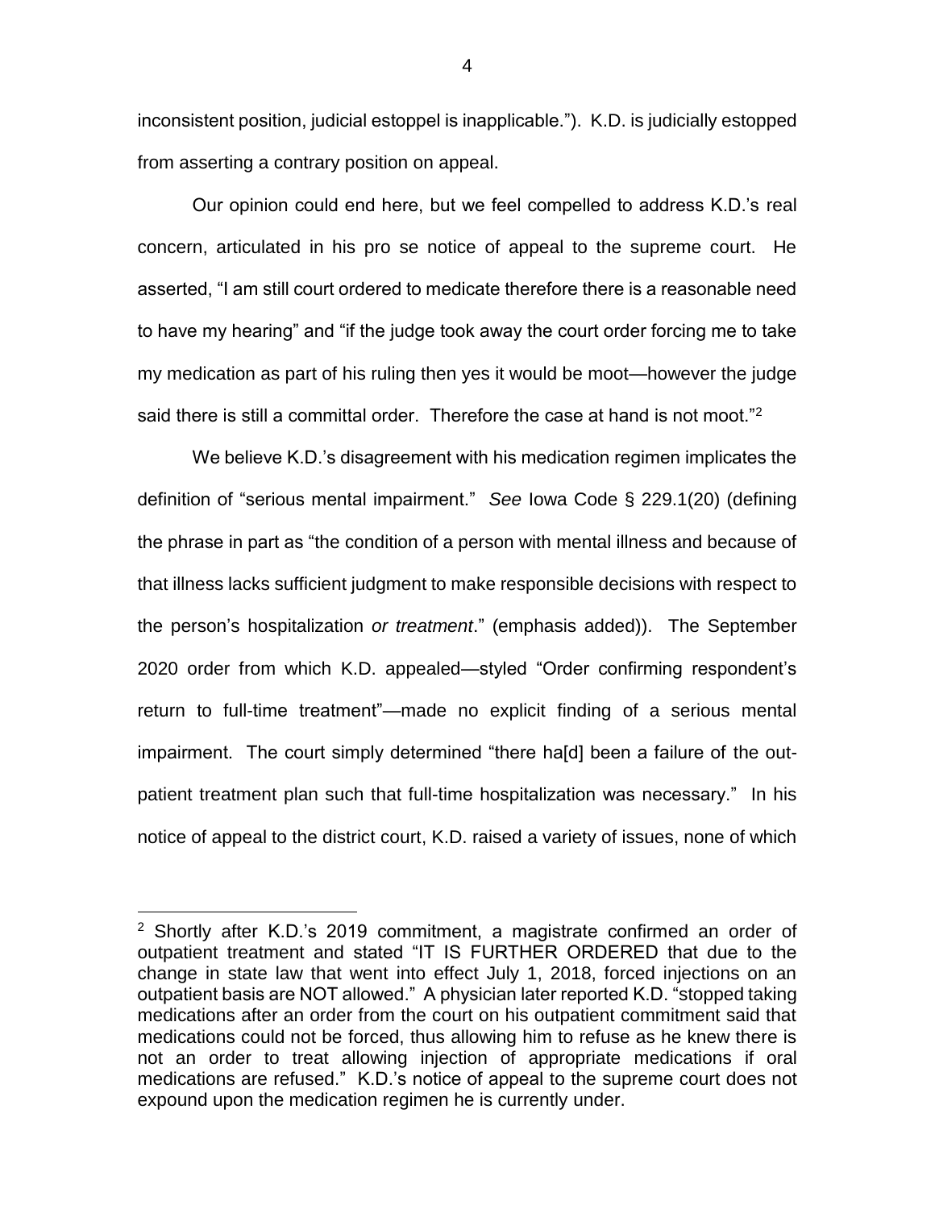inconsistent position, judicial estoppel is inapplicable.")). K.D. is judicially estopped from asserting a contrary position on appeal.

Our opinion could end here, but we feel compelled to address K.D.'s real concern, articulated in his pro se notice of appeal to the supreme court. He asserted, "I am still court ordered to medicate therefore there is a reasonable need to have my hearing" and "if the judge took away the court order forcing me to take my medication as part of his ruling then yes it would be moot—however the judge said there is still a committal order. Therefore the case at hand is not moot."[2]

We believe K.D.'s disagreement with his medication regimen implicates the definition of "serious mental impairment." *See* Iowa Code § 229.1(20) (defining the phrase in part as "the condition of a person with mental illness and because of that illness lacks sufficient judgment to make responsible decisions with respect to the person's hospitalization *or treatment*." (emphasis added)). The September 2020 order from which K.D. appealed—styled "Order confirming respondent's return to full-time treatment"—made no explicit finding of a serious mental impairment. The court simply determined "there ha[d] been a failure of the out-patient treatment plan such that full-time hospitalization was necessary." In his notice of appeal to the district court, K.D. raised a variety of issues, none of which

---

[2] Shortly after K.D.'s 2019 commitment, a magistrate confirmed an order of outpatient treatment and stated "IT IS FURTHER ORDERED that due to the change in state law that went into effect July 1, 2018, forced injections on an outpatient basis are NOT allowed." A physician later reported K.D. "stopped taking medications after an order from the court on his outpatient commitment said that medications could not be forced, thus allowing him to refuse as he knew there is not an order to treat allowing injection of appropriate medications if oral medications are refused." K.D.'s notice of appeal to the supreme court does not expound upon the medication regimen he is currently under.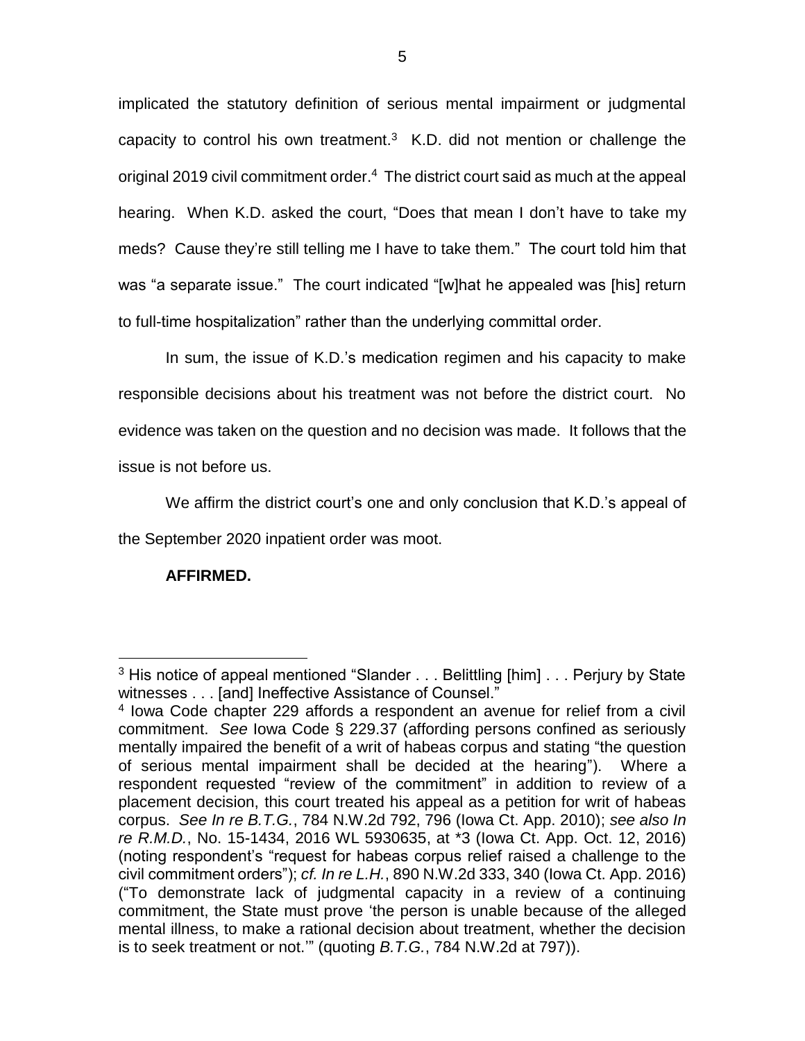implicated the statutory definition of serious mental impairment or judgmental capacity to control his own treatment.[3] K.D. did not mention or challenge the original 2019 civil commitment order.[4] The district court said as much at the appeal hearing. When K.D. asked the court, "Does that mean I don't have to take my meds? Cause they're still telling me I have to take them." The court told him that was "a separate issue." The court indicated "[w]hat he appealed was [his] return to full-time hospitalization" rather than the underlying committal order.

In sum, the issue of K.D.'s medication regimen and his capacity to make responsible decisions about his treatment was not before the district court. No evidence was taken on the question and no decision was made. It follows that the issue is not before us.

We affirm the district court's one and only conclusion that K.D.'s appeal of the September 2020 inpatient order was moot.

**AFFIRMED.**

---

[3] His notice of appeal mentioned "Slander . . . Belittling [him] . . . Perjury by State witnesses . . . [and] Ineffective Assistance of Counsel."

[4] Iowa Code chapter 229 affords a respondent an avenue for relief from a civil commitment. *See* Iowa Code § 229.37 (affording persons confined as seriously mentally impaired the benefit of a writ of habeas corpus and stating "the question of serious mental impairment shall be decided at the hearing"). Where a respondent requested "review of the commitment" in addition to review of a placement decision, this court treated his appeal as a petition for writ of habeas corpus. *See In re B.T.G.*, 784 N.W.2d 792, 796 (Iowa Ct. App. 2010); *see also In re R.M.D.*, No. 15-1434, 2016 WL 5930635, at *3 (Iowa Ct. App. Oct. 12, 2016) (noting respondent's "request for habeas corpus relief raised a challenge to the civil commitment orders"); *cf. In re L.H.*, 890 N.W.2d 333, 340 (Iowa Ct. App. 2016) ("To demonstrate lack of judgmental capacity in a review of a continuing commitment, the State must prove 'the person is unable because of the alleged mental illness, to make a rational decision about treatment, whether the decision is to seek treatment or not.'" (quoting *B.T.G.*, 784 N.W.2d at 797)).